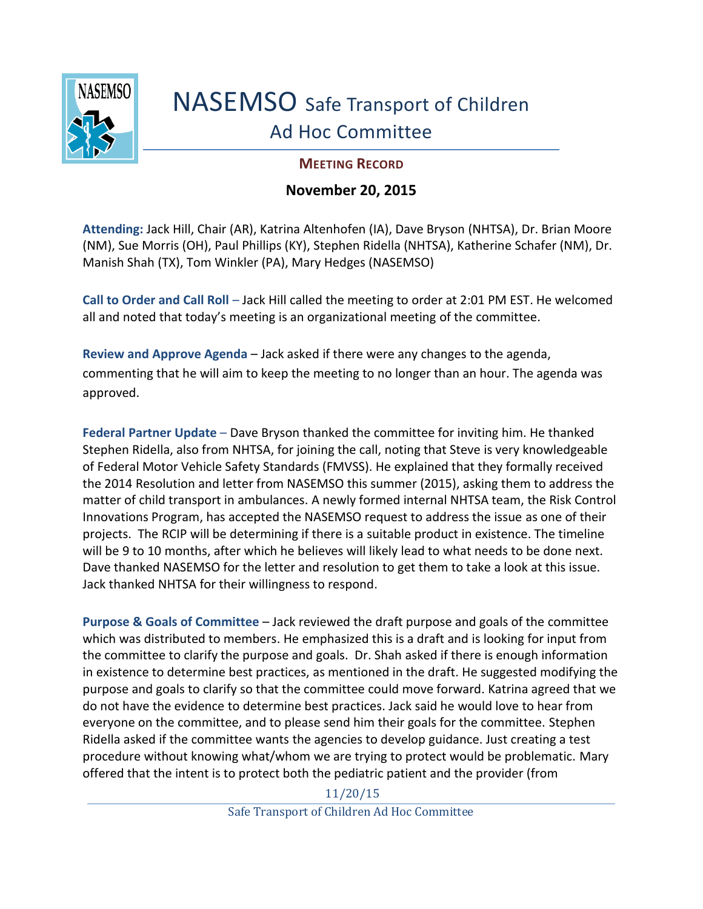# NASEMSO Safe Transport of Children Ad Hoc Committee

## MEETING RECORD

**November 20, 2015**

**Attending:** Jack Hill, Chair (AR), Katrina Altenhofen (IA), Dave Bryson (NHTSA), Dr. Brian Moore (NM), Sue Morris (OH), Paul Phillips (KY), Stephen Ridella (NHTSA), Katherine Schafer (NM), Dr. Manish Shah (TX), Tom Winkler (PA), Mary Hedges (NASEMSO)

**Call to Order and Call Roll** – Jack Hill called the meeting to order at 2:01 PM EST. He welcomed all and noted that today's meeting is an organizational meeting of the committee.

**Review and Approve Agenda** – Jack asked if there were any changes to the agenda, commenting that he will aim to keep the meeting to no longer than an hour. The agenda was approved.

**Federal Partner Update** – Dave Bryson thanked the committee for inviting him. He thanked Stephen Ridella, also from NHTSA, for joining the call, noting that Steve is very knowledgeable of Federal Motor Vehicle Safety Standards (FMVSS). He explained that they formally received the 2014 Resolution and letter from NASEMSO this summer (2015), asking them to address the matter of child transport in ambulances. A newly formed internal NHTSA team, the Risk Control Innovations Program, has accepted the NASEMSO request to address the issue as one of their projects. The RCIP will be determining if there is a suitable product in existence. The timeline will be 9 to 10 months, after which he believes will likely lead to what needs to be done next. Dave thanked NASEMSO for the letter and resolution to get them to take a look at this issue. Jack thanked NHTSA for their willingness to respond.

**Purpose & Goals of Committee** – Jack reviewed the draft purpose and goals of the committee which was distributed to members. He emphasized this is a draft and is looking for input from the committee to clarify the purpose and goals. Dr. Shah asked if there is enough information in existence to determine best practices, as mentioned in the draft. He suggested modifying the purpose and goals to clarify so that the committee could move forward. Katrina agreed that we do not have the evidence to determine best practices. Jack said he would love to hear from everyone on the committee, and to please send him their goals for the committee. Stephen Ridella asked if the committee wants the agencies to develop guidance. Just creating a test procedure without knowing what/whom we are trying to protect would be problematic. Mary offered that the intent is to protect both the pediatric patient and the provider (from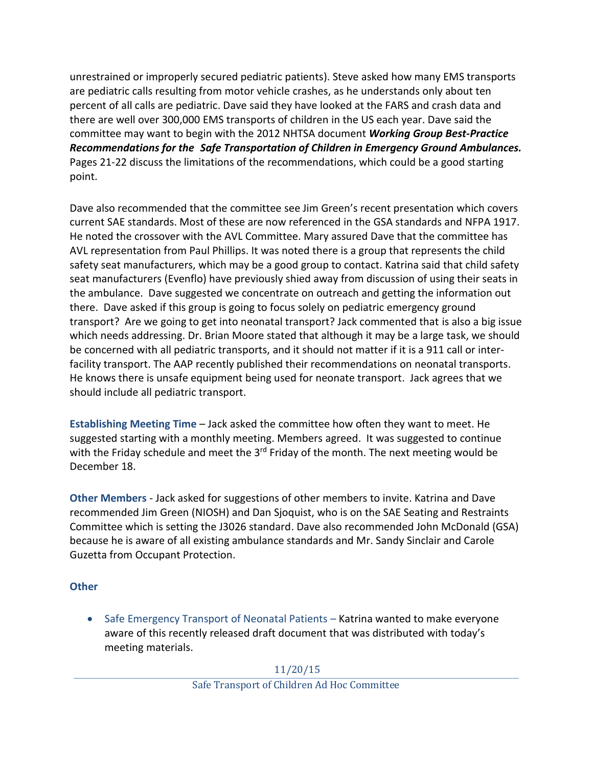unrestrained or improperly secured pediatric patients). Steve asked how many EMS transports are pediatric calls resulting from motor vehicle crashes, as he understands only about ten percent of all calls are pediatric. Dave said they have looked at the FARS and crash data and there are well over 300,000 EMS transports of children in the US each year. Dave said the committee may want to begin with the 2012 NHTSA document ***Working Group Best-Practice Recommendations for the Safe Transportation of Children in Emergency Ground Ambulances.*** Pages 21-22 discuss the limitations of the recommendations, which could be a good starting point.

Dave also recommended that the committee see Jim Green's recent presentation which covers current SAE standards. Most of these are now referenced in the GSA standards and NFPA 1917. He noted the crossover with the AVL Committee. Mary assured Dave that the committee has AVL representation from Paul Phillips. It was noted there is a group that represents the child safety seat manufacturers, which may be a good group to contact. Katrina said that child safety seat manufacturers (Evenflo) have previously shied away from discussion of using their seats in the ambulance. Dave suggested we concentrate on outreach and getting the information out there. Dave asked if this group is going to focus solely on pediatric emergency ground transport? Are we going to get into neonatal transport? Jack commented that is also a big issue which needs addressing. Dr. Brian Moore stated that although it may be a large task, we should be concerned with all pediatric transports, and it should not matter if it is a 911 call or inter-facility transport. The AAP recently published their recommendations on neonatal transports. He knows there is unsafe equipment being used for neonate transport. Jack agrees that we should include all pediatric transport.

**Establishing Meeting Time** – Jack asked the committee how often they want to meet. He suggested starting with a monthly meeting. Members agreed. It was suggested to continue with the Friday schedule and meet the 3rd Friday of the month. The next meeting would be December 18.

**Other Members** - Jack asked for suggestions of other members to invite. Katrina and Dave recommended Jim Green (NIOSH) and Dan Sjoquist, who is on the SAE Seating and Restraints Committee which is setting the J3026 standard. Dave also recommended John McDonald (GSA) because he is aware of all existing ambulance standards and Mr. Sandy Sinclair and Carole Guzetta from Occupant Protection.

**Other**

- Safe Emergency Transport of Neonatal Patients – Katrina wanted to make everyone aware of this recently released draft document that was distributed with today's meeting materials.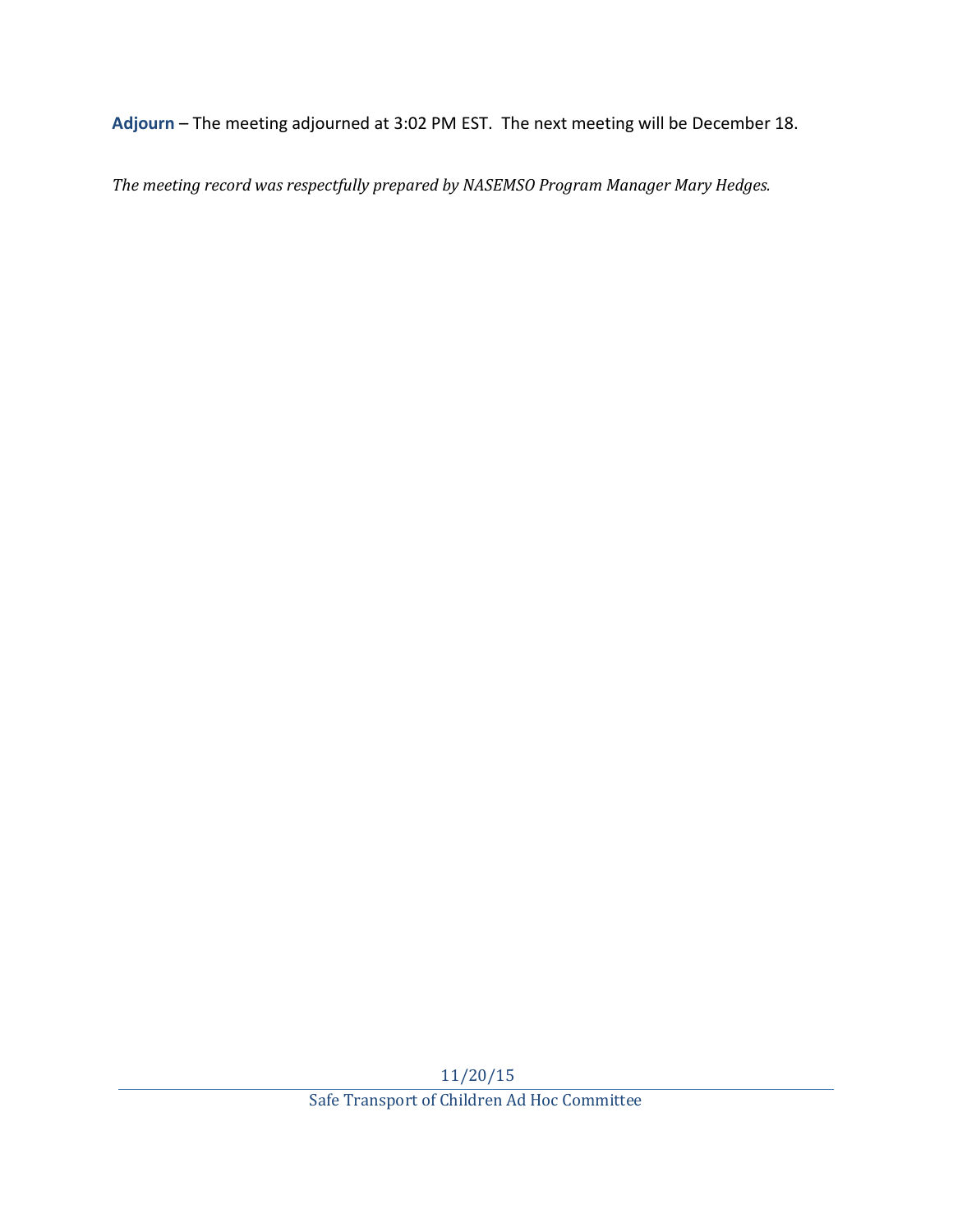**Adjourn** – The meeting adjourned at 3:02 PM EST. The next meeting will be December 18.

*The meeting record was respectfully prepared by NASEMSO Program Manager Mary Hedges.*